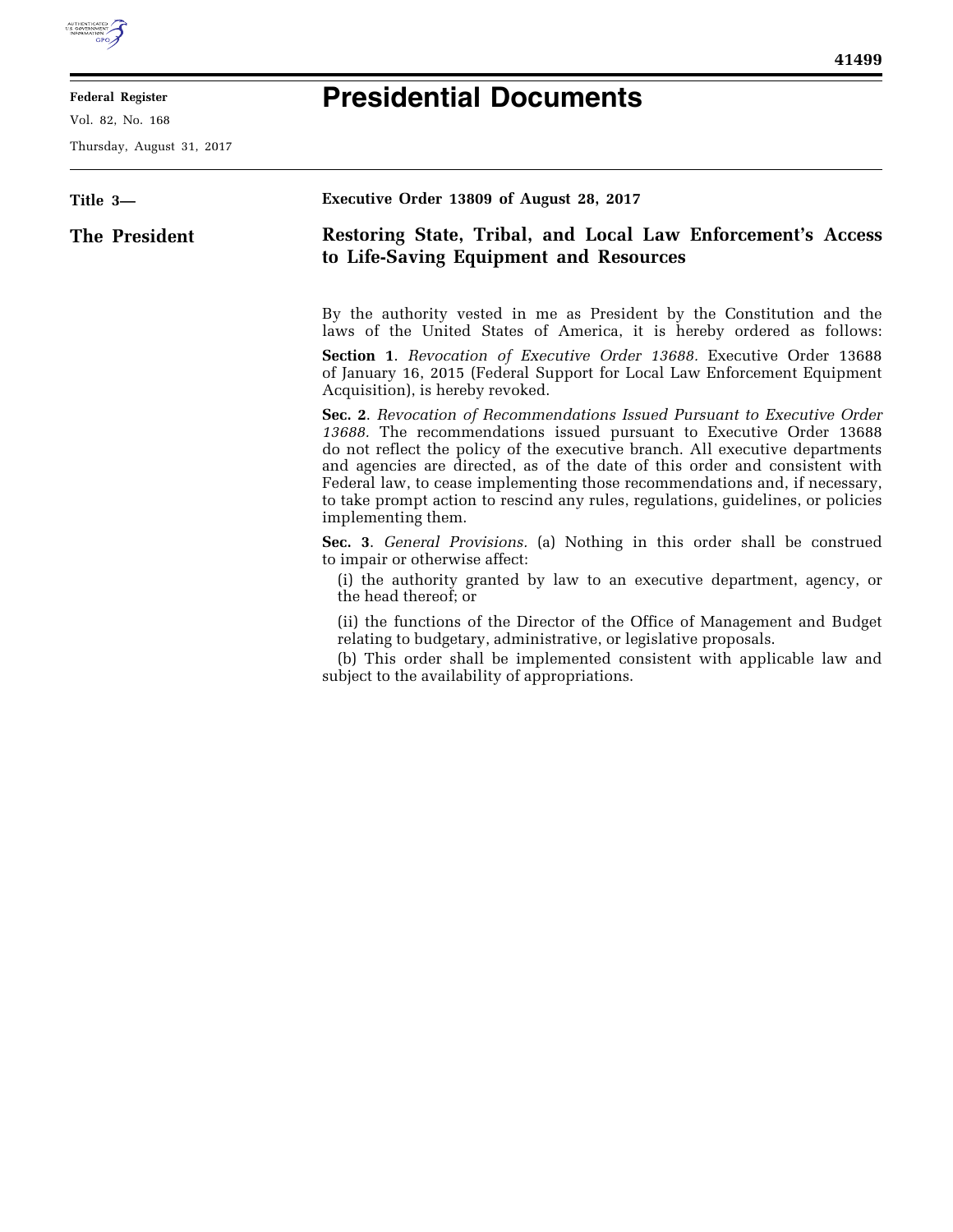# Presidential Documents

**Title 3—**

**The President**

## Executive Order 13809 of August 28, 2017

## Restoring State, Tribal, and Local Law Enforcement's Access to Life-Saving Equipment and Resources

By the authority vested in me as President by the Constitution and the laws of the United States of America, it is hereby ordered as follows:

**Section 1**. *Revocation of Executive Order 13688.* Executive Order 13688 of January 16, 2015 (Federal Support for Local Law Enforcement Equipment Acquisition), is hereby revoked.

**Sec. 2**. *Revocation of Recommendations Issued Pursuant to Executive Order 13688.* The recommendations issued pursuant to Executive Order 13688 do not reflect the policy of the executive branch. All executive departments and agencies are directed, as of the date of this order and consistent with Federal law, to cease implementing those recommendations and, if necessary, to take prompt action to rescind any rules, regulations, guidelines, or policies implementing them.

**Sec. 3**. *General Provisions.* (a) Nothing in this order shall be construed to impair or otherwise affect:

(i) the authority granted by law to an executive department, agency, or the head thereof; or

(ii) the functions of the Director of the Office of Management and Budget relating to budgetary, administrative, or legislative proposals.

(b) This order shall be implemented consistent with applicable law and subject to the availability of appropriations.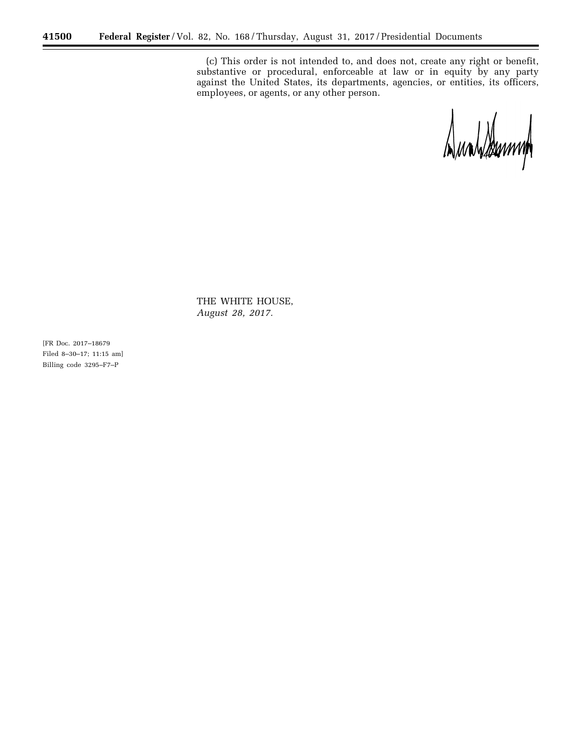(c) This order is not intended to, and does not, create any right or benefit, substantive or procedural, enforceable at law or in equity by any party against the United States, its departments, agencies, or entities, its officers, employees, or agents, or any other person.

THE WHITE HOUSE,
*August 28, 2017.*

[FR Doc. 2017–18679
Filed 8–30–17; 11:15 am]
Billing code 3295–F7–P